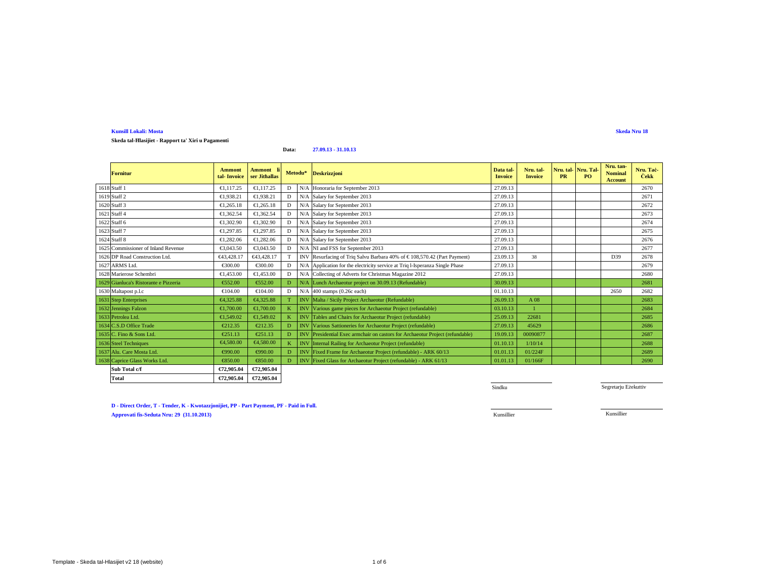**Kunsill Lokali: Mosta**

**Skeda Nru 18**

**Skeda tal-Ħlasijiet - Rapport ta' Xiri u Pagamenti**

**Data:** **27.09.13 - 31.10.13**

| | Fornitur | Ammont tal- Invoice | Ammont li ser Jithallas | Metodu* | | Deskrizzjoni | Data tal-Invoice | Nru. tal-Invoice | Nru. tal-PR | Nru. Tal-PO | Nru. tan-Nominal Account | Nru. Taċ-Ċekk |
|---|---|---|---|---|---|---|---|---|---|---|---|---|
| 1618 | Staff 1 | €1,117.25 | €1,117.25 | D | N/A | Honoraria for September 2013 | 27.09.13 | | | | | 2670 |
| 1619 | Staff 2 | €1,938.21 | €1,938.21 | D | N/A | Salary for September 2013 | 27.09.13 | | | | | 2671 |
| 1620 | Staff 3 | €1,265.18 | €1,265.18 | D | N/A | Salary for September 2013 | 27.09.13 | | | | | 2672 |
| 1621 | Staff 4 | €1,362.54 | €1,362.54 | D | N/A | Salary for September 2013 | 27.09.13 | | | | | 2673 |
| 1622 | Staff 6 | €1,302.90 | €1,302.90 | D | N/A | Salary for September 2013 | 27.09.13 | | | | | 2674 |
| 1623 | Staff 7 | €1,297.85 | €1,297.85 | D | N/A | Salary for September 2013 | 27.09.13 | | | | | 2675 |
| 1624 | Staff 8 | €1,282.06 | €1,282.06 | D | N/A | Salary for September 2013 | 27.09.13 | | | | | 2676 |
| 1625 | Commissioner of Inland Revenue | €3,043.50 | €3,043.50 | D | N/A | NI and FSS for September 2013 | 27.09.13 | | | | | 2677 |
| 1626 | DP Road Construction Ltd. | €43,428.17 | €43,428.17 | T | INV | Resurfacing of Triq Salvu Barbara 40% of € 108,570.42 (Part Payment) | 23.09.13 | 38 | | | D39 | 2678 |
| 1627 | ARMS Ltd. | €300.00 | €300.00 | D | N/A | Application for the electricity service at Triq l-Isperanza Single Phase | 27.09.13 | | | | | 2679 |
| 1628 | Marierose Schembri | €1,453.00 | €1,453.00 | D | N/A | Collecting of Adverts for Christmas Magazine 2012 | 27.09.13 | | | | | 2680 |
| 1629 | Gianluca's Ristorante e Pizzeria | €552.00 | €552.00 | D | N/A | Lunch Archaeotur project on 30.09.13 (Refundable) | 30.09.13 | | | | | 2681 |
| 1630 | Maltapost p.l.c | €104.00 | €104.00 | D | N/A | 400 stamps (0.26c each) | 01.10.13 | | | | 2650 | 2682 |
| 1631 | Step Enterprises | €4,325.88 | €4,325.88 | T | INV | Malta / Sicily Project Archaeotur (Refundable) | 26.09.13 | A 08 | | | | 2683 |
| 1632 | Jennings Falzon | €1,700.00 | €1,700.00 | K | INV | Various game pieces for Archaeotur Project (refundable) | 03.10.13 | 1 | | | | 2684 |
| 1633 | Petrolea Ltd. | €1,549.02 | €1,549.02 | K | INV | Tables and Chairs for Archaeotur Project (refundable) | 25.09.13 | 22681 | | | | 2685 |
| 1634 | C.S.D Office Trade | €212.35 | €212.35 | D | INV | Various Sattioneries for Archaeotur Project (refundable) | 27.09.13 | 45629 | | | | 2686 |
| 1635 | C. Fino & Sons Ltd. | €251.13 | €251.13 | D | INV | Presidential Exec armchair on castors for Archaeotur Project (refundable) | 19.09.13 | 00090877 | | | | 2687 |
| 1636 | Steel Techniques | €4,580.00 | €4,580.00 | K | INV | Internal Railing for Archaeotur Project (refundable) | 01.10.13 | 1/10/14 | | | | 2688 |
| 1637 | Alu. Care Mosta Ltd. | €990.00 | €990.00 | D | INV | Fixed Frame for Archaeotur Project (refundable) - ARK 60/13 | 01.01.13 | 01/224F | | | | 2689 |
| 1638 | Caprice Glass Works Ltd. | €850.00 | €850.00 | D | INV | Fixed Glass for Archaeotur Project (refundable) - ARK 61/13 | 01.01.13 | 01/166F | | | | 2690 |
| | **Sub Total c/f** | **€72,905.04** | **€72,905.04** | | | | | | | | | |
| | **Total** | **€72,905.04** | **€72,905.04** | | | | | | | | | |

Sindku

Segretarju Eżekuttiv

**D - Direct Order, T - Tender, K - Kwotazzjonijiet, PP - Part Payment, PF - Paid in Full.**

**Approvati fis-Seduta Nru: 29 (31.10.2013)**

Kunsillier

Kunsillier

Template - Skeda tal-Hlasijiet v2 18 (website)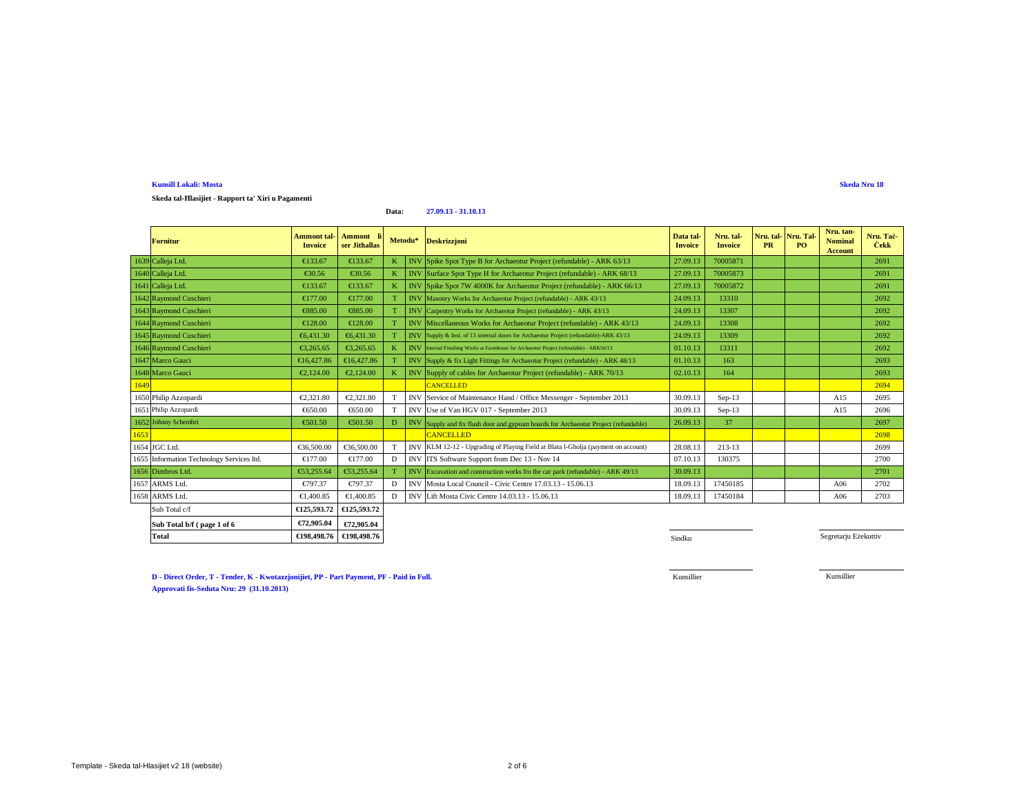**Kunsill Lokali: Mosta**

**Skeda Nru 18**

**Skeda tal-Ħlasijiet - Rapport ta' Xiri u Pagamenti**

**Data:** **27.09.13 - 31.10.13**

| | Fornitur | Ammont tal-Invoice | Ammont li ser Jithallas | Metodu* | | Deskrizzjoni | Data tal-Invoice | Nru. tal-Invoice | Nru. tal-PR | Nru. Tal-PO | Nru. tan-Nominal Account | Nru. Taċ-Ċekk |
|---|---|---|---|---|---|---|---|---|---|---|---|---|
| 1639 | Calleja Ltd. | €133.67 | €133.67 | K | INV | Spike Spot Type B for Archaeotur Project (refundable) - ARK 63/13 | 27.09.13 | 70005871 | | | | 2691 |
| 1640 | Calleja Ltd. | €30.56 | €30.56 | K | INV | Surface Spot Type H for Archaeotur Project (refundable) - ARK 68/13 | 27.09.13 | 70005873 | | | | 2691 |
| 1641 | Calleja Ltd. | €133.67 | €133.67 | K | INV | Spike Spot 7W 4000K for Archaeotur Project (refundable) - ARK 66/13 | 27.09.13 | 70005872 | | | | 2691 |
| 1642 | Raymond Cuschieri | €177.00 | €177.00 | T | INV | Masonry Works for Archaeotur Project (refundable) - ARK 43/13 | 24.09.13 | 13310 | | | | 2692 |
| 1643 | Raymond Cuschieri | €885.00 | €885.00 | T | INV | Carpentry Works for Archaeotur Project (refundable) - ARK 43/13 | 24.09.13 | 13307 | | | | 2692 |
| 1644 | Raymond Cuschieri | €128.00 | €128.00 | T | INV | Miscellaneous Works for Archaeotur Project (refundable) - ARK 43/13 | 24.09.13 | 13308 | | | | 2692 |
| 1645 | Raymond Cuschieri | €6,431.30 | €6,431.30 | T | INV | Supply & Inst. of 13 internal doors for Archaeotur Project (refundable)-ARK 43/13 | 24.09.13 | 13309 | | | | 2692 |
| 1646 | Raymond Cuschieri | €3,265.65 | €3,265.65 | K | INV | Internal Finsihing Works at Farmhouse for Archaeotur Project (refundable) - ARK56/13 | 01.10.13 | 13311 | | | | 2692 |
| 1647 | Marco Gauci | €16,427.86 | €16,427.86 | T | INV | Supply & fix Light Fittings for Archaeotur Project (refundable) - ARK 48/13 | 01.10.13 | 163 | | | | 2693 |
| 1648 | Marco Gauci | €2,124.00 | €2,124.00 | K | INV | Supply of cables for Archaeotur Project (refundable) - ARK 70/13 | 02.10.13 | 164 | | | | 2693 |
| 1649 | | | | | | CANCELLED | | | | | | 2694 |
| 1650 | Philip Azzopardi | €2,321.80 | €2,321.80 | T | INV | Service of Maintenance Hand / Office Messenger - September 2013 | 30.09.13 | Sep-13 | | | A15 | 2695 |
| 1651 | Philip Azzopardi | €650.00 | €650.00 | T | INV | Use of Van HGV 017 - September 2013 | 30.09.13 | Sep-13 | | | A15 | 2696 |
| 1652 | Johnny Schembri | €501.50 | €501.50 | D | INV | Supply and fix flush door and gypsum boards for Archaeotur Project (refundable) | 26.09.13 | 37 | | | | 2697 |
| 1653 | | | | | | CANCELLED | | | | | | 2698 |
| 1654 | JGC Ltd. | €36,500.00 | €36,500.00 | T | INV | KLM 12-12 - Upgrading of Playing Field at Blata l-Għolja (payment on account) | 28.08.13 | 213-13 | | | | 2699 |
| 1655 | Information Technology Services ltd. | €177.00 | €177.00 | D | INV | ITS Software Support from Dec 13 - Nov 14 | 07.10.13 | 130375 | | | | 2700 |
| 1656 | Dimbros Ltd. | €53,255.64 | €53,255.64 | T | INV | Excavation and construction works fro the car park (refundable) - ARK 49/13 | 30.09.13 | | | | | 2701 |
| 1657 | ARMS Ltd. | €797.37 | €797.37 | D | INV | Mosta Local Council - Civic Centre 17.03.13 - 15.06.13 | 18.09.13 | 17450185 | | | A06 | 2702 |
| 1658 | ARMS Ltd. | €1,400.85 | €1,400.85 | D | INV | Lift Mosta Civic Centre 14.03.13 - 15.06.13 | 18.09.13 | 17450184 | | | A06 | 2703 |
| | Sub Total c/f | €125,593.72 | €125,593.72 | | | | | | | | | |
| | **Sub Total b/f ( page 1 of 6** | **€72,905.04** | **€72,905.04** | | | | | | | | | |
| | **Total** | **€198,498.76** | **€198,498.76** | | | | | | | | | |

Sindku

Segretarju Eżekuttiv

Kunsillier

Kunsillier

**D - Direct Order, T - Tender, K - Kwotazzjonijiet, PP - Part Payment, PF - Paid in Full.**

**Approvati fis-Seduta Nru: 29 (31.10.2013)**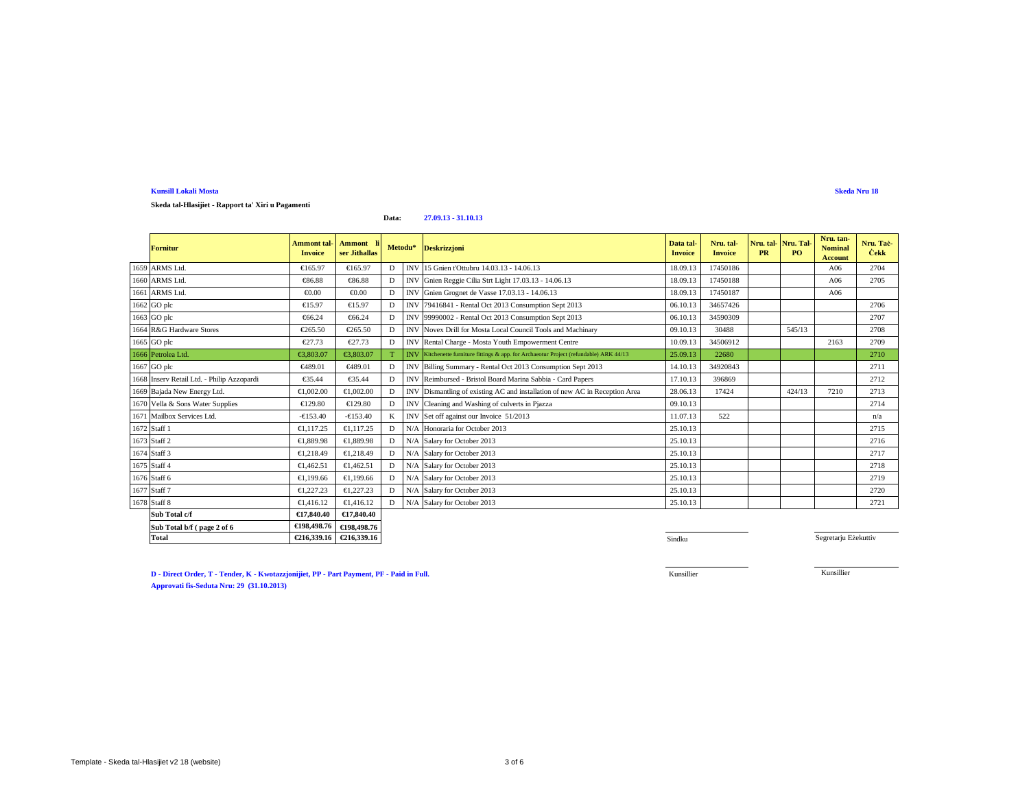**Kunsill Lokali Mosta**

**Skeda Nru 18**

**Skeda tal-Hlasijiet - Rapport ta' Xiri u Pagamenti**

**Data:** **27.09.13 - 31.10.13**

| | Fornitur | Ammont tal-Invoice | Ammont li ser Jithallas | Metodu* | | Deskrizzjoni | Data tal-Invoice | Nru. tal-Invoice | Nru. tal-PR | Nru. Tal-PO | Nru. tan-Nominal Account | Nru. Taċ-Ċekk |
|---|---|---|---|---|---|---|---|---|---|---|---|---|
| 1659 | ARMS Ltd. | €165.97 | €165.97 | D | INV | 15 Gnien t'Ottubru 14.03.13 - 14.06.13 | 18.09.13 | 17450186 | | | A06 | 2704 |
| 1660 | ARMS Ltd. | €86.88 | €86.88 | D | INV | Gnien Reggie Cilia Strt Light 17.03.13 - 14.06.13 | 18.09.13 | 17450188 | | | A06 | 2705 |
| 1661 | ARMS Ltd. | €0.00 | €0.00 | D | INV | Gnien Grognet de Vasse 17.03.13 - 14.06.13 | 18.09.13 | 17450187 | | | A06 | |
| 1662 | GO plc | €15.97 | €15.97 | D | INV | 79416841 - Rental Oct 2013 Consumption Sept 2013 | 06.10.13 | 34657426 | | | | 2706 |
| 1663 | GO plc | €66.24 | €66.24 | D | INV | 99990002 - Rental Oct 2013 Consumption Sept 2013 | 06.10.13 | 34590309 | | | | 2707 |
| 1664 | R&G Hardware Stores | €265.50 | €265.50 | D | INV | Novex Drill for Mosta Local Council Tools and Machinary | 09.10.13 | 30488 | | 545/13 | | 2708 |
| 1665 | GO plc | €27.73 | €27.73 | D | INV | Rental Charge - Mosta Youth Empowerment Centre | 10.09.13 | 34506912 | | | 2163 | 2709 |
| 1666 | Petrolea Ltd. | €3,803.07 | €3,803.07 | T | INV | Kitchenette furniture fittings & app. for Archaeotur Project (refundable) ARK 44/13 | 25.09.13 | 22680 | | | | 2710 |
| 1667 | GO plc | €489.01 | €489.01 | D | INV | Billing Summary - Rental Oct 2013 Consumption Sept 2013 | 14.10.13 | 34920843 | | | | 2711 |
| 1668 | Inserv Retail Ltd. - Philip Azzopardi | €35.44 | €35.44 | D | INV | Reimbursed - Bristol Board Marina Sabbia - Card Papers | 17.10.13 | 396869 | | | | 2712 |
| 1669 | Bajada New Energy Ltd. | €1,002.00 | €1,002.00 | D | INV | Dismantling of existing AC and installation of new AC in Reception Area | 28.06.13 | 17424 | | 424/13 | 7210 | 2713 |
| 1670 | Vella & Sons Water Supplies | €129.80 | €129.80 | D | INV | Cleaning and Washing of culverts in Pjazza | 09.10.13 | | | | | 2714 |
| 1671 | Mailbox Services Ltd. | -€153.40 | -€153.40 | K | INV | Set off against our Invoice 51/2013 | 11.07.13 | 522 | | | | n/a |
| 1672 | Staff 1 | €1,117.25 | €1,117.25 | D | N/A | Honoraria for October 2013 | 25.10.13 | | | | | 2715 |
| 1673 | Staff 2 | €1,889.98 | €1,889.98 | D | N/A | Salary for October 2013 | 25.10.13 | | | | | 2716 |
| 1674 | Staff 3 | €1,218.49 | €1,218.49 | D | N/A | Salary for October 2013 | 25.10.13 | | | | | 2717 |
| 1675 | Staff 4 | €1,462.51 | €1,462.51 | D | N/A | Salary for October 2013 | 25.10.13 | | | | | 2718 |
| 1676 | Staff 6 | €1,199.66 | €1,199.66 | D | N/A | Salary for October 2013 | 25.10.13 | | | | | 2719 |
| 1677 | Staff 7 | €1,227.23 | €1,227.23 | D | N/A | Salary for October 2013 | 25.10.13 | | | | | 2720 |
| 1678 | Staff 8 | €1,416.12 | €1,416.12 | D | N/A | Salary for October 2013 | 25.10.13 | | | | | 2721 |
| | **Sub Total c/f** | **€17,840.40** | **€17,840.40** | | | | | | | | | |
| | **Sub Total b/f ( page 2 of 6** | **€198,498.76** | **€198,498.76** | | | | | | | | | |
| | **Total** | **€216,339.16** | **€216,339.16** | | | | | | | | | |

Sindku

Segretarju Eżekuttiv

Kunsillier

Kunsillier

**D - Direct Order, T - Tender, K - Kwotazzjonijiet, PP - Part Payment, PF - Paid in Full.**

**Approvati fis-Seduta Nru: 29 (31.10.2013)**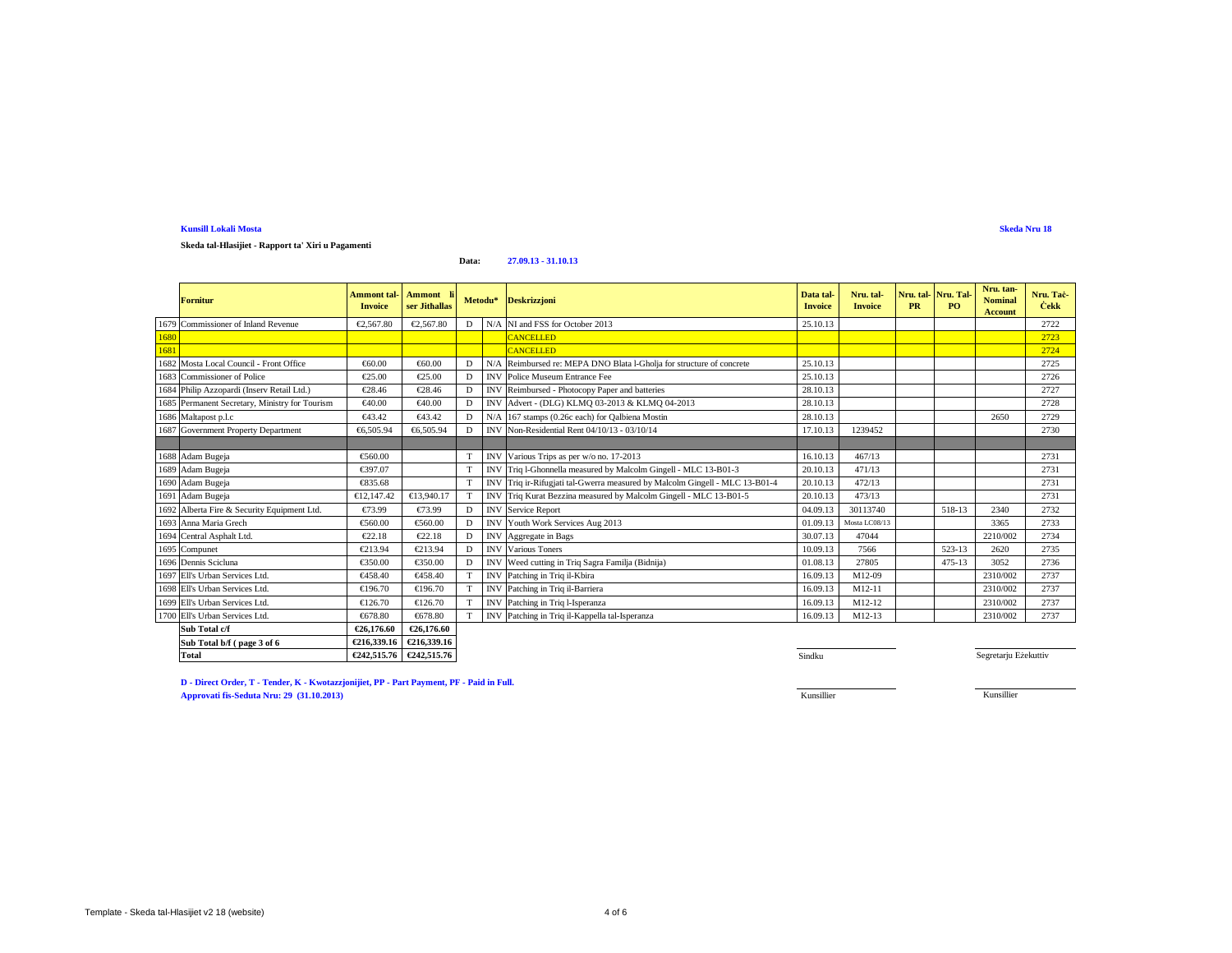**Kunsill Lokali Mosta**

**Skeda Nru 18**

**Skeda tal-Hlasijiet - Rapport ta' Xiri u Pagamenti**

**Data: 27.09.13 - 31.10.13**

| | Fornitur | Ammont tal-Invoice | Ammont li ser Jithallas | Metodu* | | Deskrizzjoni | Data tal-Invoice | Nru. tal-Invoice | Nru. tal-PR | Nru. Tal-PO | Nru. tan-Nominal Account | Nru. Taċ-Ċekk |
|---|---|---|---|---|---|---|---|---|---|---|---|---|
| 1679 | Commissioner of Inland Revenue | €2,567.80 | €2,567.80 | D | N/A | NI and FSS for October 2013 | 25.10.13 | | | | | 2722 |
| 1680 | | | | | | CANCELLED | | | | | | 2723 |
| 1681 | | | | | | CANCELLED | | | | | | 2724 |
| 1682 | Mosta Local Council - Front Office | €60.00 | €60.00 | D | N/A | Reimbursed re: MEPA DNO Blata l-Gholja for structure of concrete | 25.10.13 | | | | | 2725 |
| 1683 | Commissioner of Police | €25.00 | €25.00 | D | INV | Police Museum Entrance Fee | 25.10.13 | | | | | 2726 |
| 1684 | Philip Azzopardi (Inserv Retail Ltd.) | €28.46 | €28.46 | D | INV | Reimbursed - Photocopy Paper and batteries | 28.10.13 | | | | | 2727 |
| 1685 | Permanent Secretary, Ministry for Tourism | €40.00 | €40.00 | D | INV | Advert - (DLG) KLMQ 03-2013 & KLMQ 04-2013 | 28.10.13 | | | | | 2728 |
| 1686 | Maltapost p.l.c | €43.42 | €43.42 | D | N/A | 167 stamps (0.26c each) for Qalbiena Mostin | 28.10.13 | | | | 2650 | 2729 |
| 1687 | Government Property Department | €6,505.94 | €6,505.94 | D | INV | Non-Residential Rent 04/10/13 - 03/10/14 | 17.10.13 | 1239452 | | | | 2730 |
| | | | | | | | | | | | | |
| 1688 | Adam Bugeja | €560.00 | | T | INV | Various Trips as per w/o no. 17-2013 | 16.10.13 | 467/13 | | | | 2731 |
| 1689 | Adam Bugeja | €397.07 | | T | INV | Triq l-Ghonnella measured by Malcolm Gingell - MLC 13-B01-3 | 20.10.13 | 471/13 | | | | 2731 |
| 1690 | Adam Bugeja | €835.68 | | T | INV | Triq ir-Rifugjati tal-Gwerra measured by Malcolm Gingell - MLC 13-B01-4 | 20.10.13 | 472/13 | | | | 2731 |
| 1691 | Adam Bugeja | €12,147.42 | €13,940.17 | T | INV | Triq Kurat Bezzina measured by Malcolm Gingell - MLC 13-B01-5 | 20.10.13 | 473/13 | | | | 2731 |
| 1692 | Alberta Fire & Security Equipment Ltd. | €73.99 | €73.99 | D | INV | Service Report | 04.09.13 | 30113740 | | 518-13 | 2340 | 2732 |
| 1693 | Anna Maria Grech | €560.00 | €560.00 | D | INV | Youth Work Services Aug 2013 | 01.09.13 | Mosta LC08/13 | | | 3365 | 2733 |
| 1694 | Central Asphalt Ltd. | €22.18 | €22.18 | D | INV | Aggregate in Bags | 30.07.13 | 47044 | | | 2210/002 | 2734 |
| 1695 | Compunet | €213.94 | €213.94 | D | INV | Various Toners | 10.09.13 | 7566 | | 523-13 | 2620 | 2735 |
| 1696 | Dennis Scicluna | €350.00 | €350.00 | D | INV | Weed cutting in Triq Sagra Familja (Bidnija) | 01.08.13 | 27805 | | 475-13 | 3052 | 2736 |
| 1697 | Ell's Urban Services Ltd. | €458.40 | €458.40 | T | INV | Patching in Triq il-Kbira | 16.09.13 | M12-09 | | | 2310/002 | 2737 |
| 1698 | Ell's Urban Services Ltd. | €196.70 | €196.70 | T | INV | Patching in Triq il-Barriera | 16.09.13 | M12-11 | | | 2310/002 | 2737 |
| 1699 | Ell's Urban Services Ltd. | €126.70 | €126.70 | T | INV | Patching in Triq l-Isperanza | 16.09.13 | M12-12 | | | 2310/002 | 2737 |
| 1700 | Ell's Urban Services Ltd. | €678.80 | €678.80 | T | INV | Patching in Triq il-Kappella tal-Isperanza | 16.09.13 | M12-13 | | | 2310/002 | 2737 |
| | **Sub Total c/f** | **€26,176.60** | **€26,176.60** | | | | | | | | | |
| | **Sub Total b/f ( page 3 of 6** | **€216,339.16** | **€216,339.16** | | | | | | | | | |
| | **Total** | **€242,515.76** | **€242,515.76** | | | | | | | | | |

Sindku — Segretarju Eżekuttiv

Kunsillier — Kunsillier

**D - Direct Order, T - Tender, K - Kwotazzjonijiet, PP - Part Payment, PF - Paid in Full.**

**Approvati fis-Seduta Nru: 29 (31.10.2013)**

Template - Skeda tal-Hlasijiet v2 18 (website)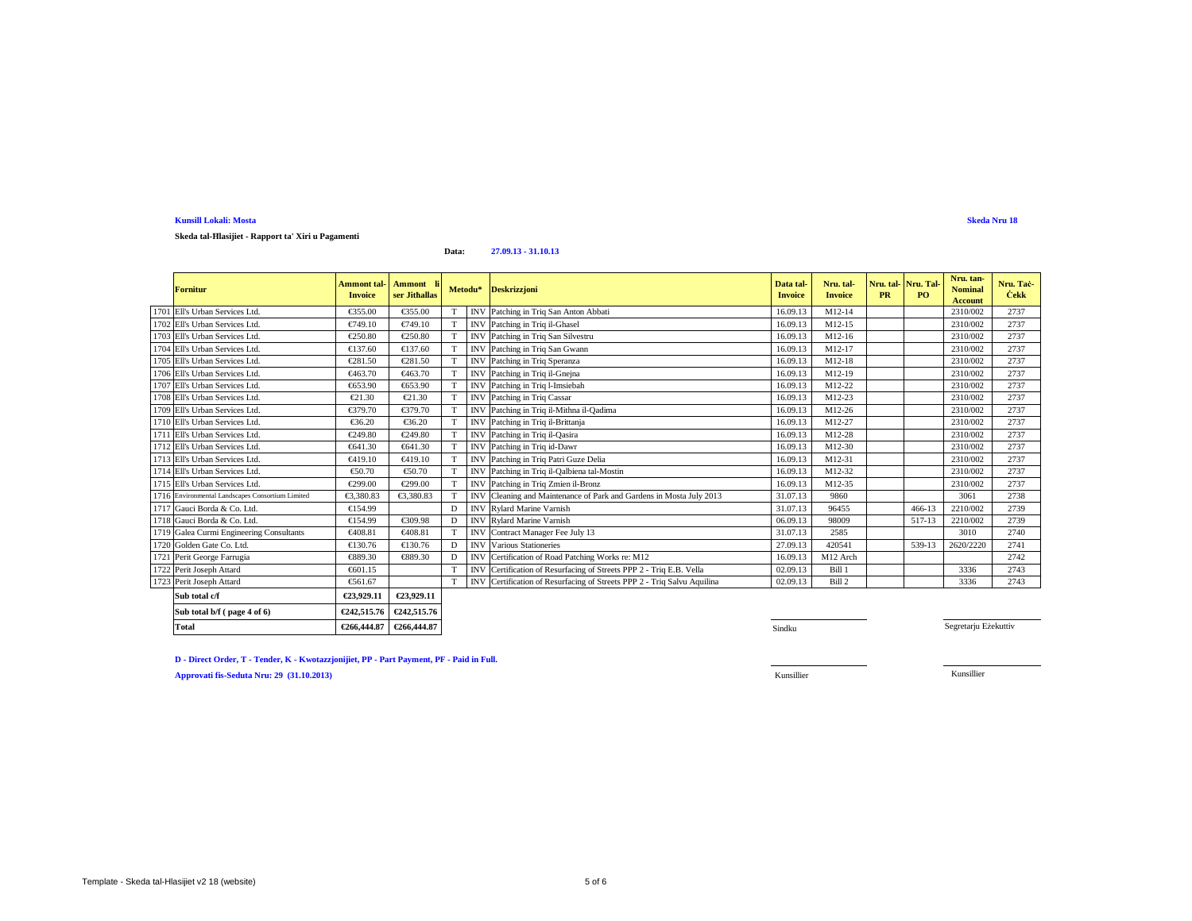**Kunsill Lokali: Mosta**

**Skeda Nru 18**

**Skeda tal-Ħlasijiet - Rapport ta' Xiri u Pagamenti**

**Data:** **27.09.13 - 31.10.13**

| | Fornitur | Ammont tal-Invoice | Ammont li ser Jithallas | Metodu* | | Deskrizzjoni | Data tal-Invoice | Nru. tal-Invoice | Nru. tal-PR | Nru. Tal-PO | Nru. tan-Nominal Account | Nru. Taċ-Ċekk |
|---|---|---|---|---|---|---|---|---|---|---|---|---|
| 1701 | Ell's Urban Services Ltd. | €355.00 | €355.00 | T | INV | Patching in Triq San Anton Abbati | 16.09.13 | M12-14 | | | 2310/002 | 2737 |
| 1702 | Ell's Urban Services Ltd. | €749.10 | €749.10 | T | INV | Patching in Triq il-Ghasel | 16.09.13 | M12-15 | | | 2310/002 | 2737 |
| 1703 | Ell's Urban Services Ltd. | €250.80 | €250.80 | T | INV | Patching in Triq San Silvestru | 16.09.13 | M12-16 | | | 2310/002 | 2737 |
| 1704 | Ell's Urban Services Ltd. | €137.60 | €137.60 | T | INV | Patching in Triq San Gwann | 16.09.13 | M12-17 | | | 2310/002 | 2737 |
| 1705 | Ell's Urban Services Ltd. | €281.50 | €281.50 | T | INV | Patching in Triq Speranza | 16.09.13 | M12-18 | | | 2310/002 | 2737 |
| 1706 | Ell's Urban Services Ltd. | €463.70 | €463.70 | T | INV | Patching in Triq il-Gnejna | 16.09.13 | M12-19 | | | 2310/002 | 2737 |
| 1707 | Ell's Urban Services Ltd. | €653.90 | €653.90 | T | INV | Patching in Triq l-Imsiebah | 16.09.13 | M12-22 | | | 2310/002 | 2737 |
| 1708 | Ell's Urban Services Ltd. | €21.30 | €21.30 | T | INV | Patching in Triq Cassar | 16.09.13 | M12-23 | | | 2310/002 | 2737 |
| 1709 | Ell's Urban Services Ltd. | €379.70 | €379.70 | T | INV | Patching in Triq il-Mithna il-Qadima | 16.09.13 | M12-26 | | | 2310/002 | 2737 |
| 1710 | Ell's Urban Services Ltd. | €36.20 | €36.20 | T | INV | Patching in Triq il-Brittanja | 16.09.13 | M12-27 | | | 2310/002 | 2737 |
| 1711 | Ell's Urban Services Ltd. | €249.80 | €249.80 | T | INV | Patching in Triq il-Qasira | 16.09.13 | M12-28 | | | 2310/002 | 2737 |
| 1712 | Ell's Urban Services Ltd. | €641.30 | €641.30 | T | INV | Patching in Triq id-Dawr | 16.09.13 | M12-30 | | | 2310/002 | 2737 |
| 1713 | Ell's Urban Services Ltd. | €419.10 | €419.10 | T | INV | Patching in Triq Patri Guze Delia | 16.09.13 | M12-31 | | | 2310/002 | 2737 |
| 1714 | Ell's Urban Services Ltd. | €50.70 | €50.70 | T | INV | Patching in Triq il-Qalbiena tal-Mostin | 16.09.13 | M12-32 | | | 2310/002 | 2737 |
| 1715 | Ell's Urban Services Ltd. | €299.00 | €299.00 | T | INV | Patching in Triq Zmien il-Bronz | 16.09.13 | M12-35 | | | 2310/002 | 2737 |
| 1716 | Environmental Landscapes Consortium Limited | €3,380.83 | €3,380.83 | T | INV | Cleaning and Maintenance of Park and Gardens in Mosta July 2013 | 31.07.13 | 9860 | | | 3061 | 2738 |
| 1717 | Gauci Borda & Co. Ltd. | €154.99 | | D | INV | Rylard Marine Varnish | 31.07.13 | 96455 | | 466-13 | 2210/002 | 2739 |
| 1718 | Gauci Borda & Co. Ltd. | €154.99 | €309.98 | D | INV | Rylard Marine Varnish | 06.09.13 | 98009 | | 517-13 | 2210/002 | 2739 |
| 1719 | Galea Curmi Engineering Consultants | €408.81 | €408.81 | T | INV | Contract Manager Fee July 13 | 31.07.13 | 2585 | | | 3010 | 2740 |
| 1720 | Golden Gate Co. Ltd. | €130.76 | €130.76 | D | INV | Various Stationeries | 27.09.13 | 420541 | | 539-13 | 2620/2220 | 2741 |
| 1721 | Perit George Farrugia | €889.30 | €889.30 | D | INV | Certification of Road Patching Works re: M12 | 16.09.13 | M12 Arch | | | | 2742 |
| 1722 | Perit Joseph Attard | €601.15 | | T | INV | Certification of Resurfacing of Streets PPP 2 - Triq E.B. Vella | 02.09.13 | Bill 1 | | | 3336 | 2743 |
| 1723 | Perit Joseph Attard | €561.67 | | T | INV | Certification of Resurfacing of Streets PPP 2 - Triq Salvu Aquilina | 02.09.13 | Bill 2 | | | 3336 | 2743 |
| | **Sub total c/f** | **€23,929.11** | **€23,929.11** | | | | | | | | | |
| | **Sub total b/f ( page 4 of 6)** | **€242,515.76** | **€242,515.76** | | | | | | | | | |
| | **Total** | **€266,444.87** | **€266,444.87** | | | | | | | | | |

Sindku

Segretarju Eżekuttiv

**D - Direct Order, T - Tender, K - Kwotazzjonijiet, PP - Part Payment, PF - Paid in Full.**

**Approvati fis-Seduta Nru: 29 (31.10.2013)**

Kunsillier

Kunsillier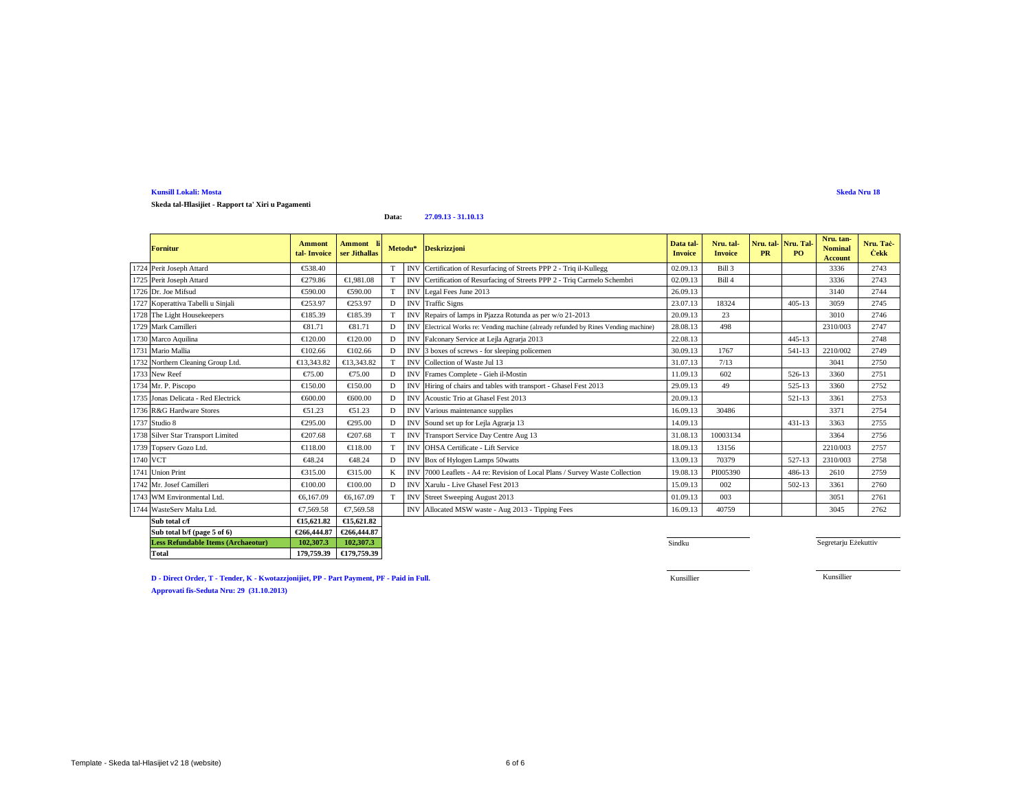**Kunsill Lokali: Mosta**

**Skeda Nru 18**

**Skeda tal-Ħlasijiet - Rapport ta' Xiri u Pagamenti**

**Data: 27.09.13 - 31.10.13**

| | Fornitur | Ammont tal- Invoice | Ammont li ser Jithallas | Metodu* | | Deskrizzjoni | Data tal-Invoice | Nru. tal-Invoice | Nru. tal-PR | Nru. Tal-PO | Nru. tan-Nominal Account | Nru. Taċ-Ċekk |
|---|---|---|---|---|---|---|---|---|---|---|---|---|
| 1724 | Perit Joseph Attard | €538.40 | | T | INV | Certification of Resurfacing of Streets PPP 2 - Triq il-Kullegg | 02.09.13 | Bill 3 | | | 3336 | 2743 |
| 1725 | Perit Joseph Attard | €279.86 | €1,981.08 | T | INV | Certification of Resurfacing of Streets PPP 2 - Triq Carmelo Schembri | 02.09.13 | Bill 4 | | | 3336 | 2743 |
| 1726 | Dr. Joe Mifsud | €590.00 | €590.00 | T | INV | Legal Fees June 2013 | 26.09.13 | | | | 3140 | 2744 |
| 1727 | Koperattiva Tabelli u Sinjali | €253.97 | €253.97 | D | INV | Traffic Signs | 23.07.13 | 18324 | | 405-13 | 3059 | 2745 |
| 1728 | The Light Housekeepers | €185.39 | €185.39 | T | INV | Repairs of lamps in Pjazza Rotunda as per w/o 21-2013 | 20.09.13 | 23 | | | 3010 | 2746 |
| 1729 | Mark Camilleri | €81.71 | €81.71 | D | INV | Electrical Works re: Vending machine (already refunded by Rines Vending machine) | 28.08.13 | 498 | | | 2310/003 | 2747 |
| 1730 | Marco Aquilina | €120.00 | €120.00 | D | INV | Falconary Service at Lejla Agrarja 2013 | 22.08.13 | | | 445-13 | | 2748 |
| 1731 | Mario Mallia | €102.66 | €102.66 | D | INV | 3 boxes of screws - for sleeping policemen | 30.09.13 | 1767 | | 541-13 | 2210/002 | 2749 |
| 1732 | Northern Cleaning Group Ltd. | €13,343.82 | €13,343.82 | T | INV | Collection of Waste Jul 13 | 31.07.13 | 7/13 | | | 3041 | 2750 |
| 1733 | New Reef | €75.00 | €75.00 | D | INV | Frames Complete - Gieh il-Mostin | 11.09.13 | 602 | | 526-13 | 3360 | 2751 |
| 1734 | Mr. P. Piscopo | €150.00 | €150.00 | D | INV | Hiring of chairs and tables with transport - Ghasel Fest 2013 | 29.09.13 | 49 | | 525-13 | 3360 | 2752 |
| 1735 | Jonas Delicata - Red Electrick | €600.00 | €600.00 | D | INV | Acoustic Trio at Ghasel Fest 2013 | 20.09.13 | | | 521-13 | 3361 | 2753 |
| 1736 | R&G Hardware Stores | €51.23 | €51.23 | D | INV | Various maintenance supplies | 16.09.13 | 30486 | | | 3371 | 2754 |
| 1737 | Studio 8 | €295.00 | €295.00 | D | INV | Sound set up for Lejla Agrarja 13 | 14.09.13 | | | 431-13 | 3363 | 2755 |
| 1738 | Silver Star Transport Limited | €207.68 | €207.68 | T | INV | Transport Service Day Centre Aug 13 | 31.08.13 | 10003134 | | | 3364 | 2756 |
| 1739 | Topserv Gozo Ltd. | €118.00 | €118.00 | T | INV | OHSA Certificate - Lift Service | 18.09.13 | 13156 | | | 2210/003 | 2757 |
| 1740 | VCT | €48.24 | €48.24 | D | INV | Box of Hylogen Lamps 50watts | 13.09.13 | 70379 | | 527-13 | 2310/003 | 2758 |
| 1741 | Union Print | €315.00 | €315.00 | K | INV | 7000 Leaflets - A4 re: Revision of Local Plans / Survey Waste Collection | 19.08.13 | PI005390 | | 486-13 | 2610 | 2759 |
| 1742 | Mr. Josef Camilleri | €100.00 | €100.00 | D | INV | Xarulu - Live Ghasel Fest 2013 | 15.09.13 | 002 | | 502-13 | 3361 | 2760 |
| 1743 | WM Environmental Ltd. | €6,167.09 | €6,167.09 | T | INV | Street Sweeping August 2013 | 01.09.13 | 003 | | | 3051 | 2761 |
| 1744 | WasteServ Malta Ltd. | €7,569.58 | €7,569.58 | | INV | Allocated MSW waste - Aug 2013 - Tipping Fees | 16.09.13 | 40759 | | | 3045 | 2762 |
| | **Sub total c/f** | **€15,621.82** | **€15,621.82** | | | | | | | | | |
| | **Sub total b/f (page 5 of 6)** | **€266,444.87** | **€266,444.87** | | | | | | | | | |
| | **Less Refundable Items (Archaeotur)** | **102,307.3** | **102,307.3** | | | | | | | | | |
| | **Total** | **179,759.39** | **€179,759.39** | | | | | | | | | |

Sindku

Segretarju Eżekuttiv

Kunsillier

Kunsillier

**D - Direct Order, T - Tender, K - Kwotazzjonijiet, PP - Part Payment, PF - Paid in Full.**

**Approvati fis-Seduta Nru: 29 (31.10.2013)**

Template - Skeda tal-Hlasijiet v2 18 (website)